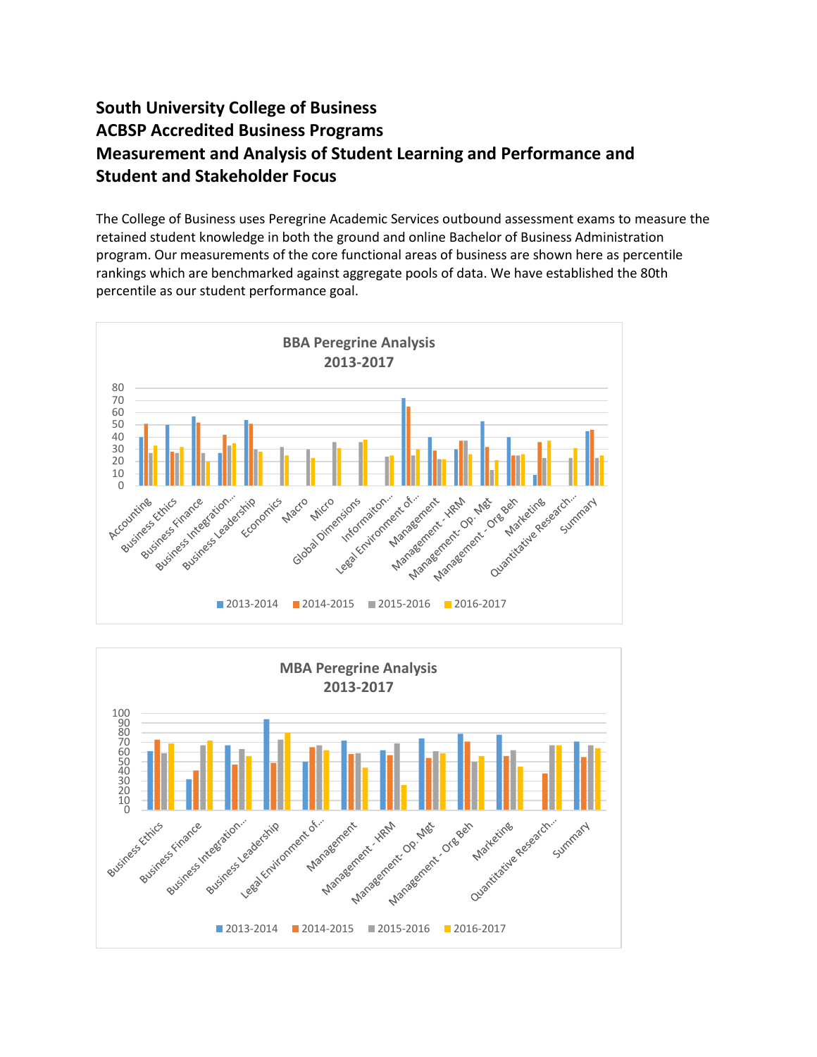# South University College of Business
# ACBSP Accredited Business Programs
# Measurement and Analysis of Student Learning and Performance and Student and Stakeholder Focus

The College of Business uses Peregrine Academic Services outbound assessment exams to measure the retained student knowledge in both the ground and online Bachelor of Business Administration program. Our measurements of the core functional areas of business are shown here as percentile rankings which are benchmarked against aggregate pools of data. We have established the 80th percentile as our student performance goal.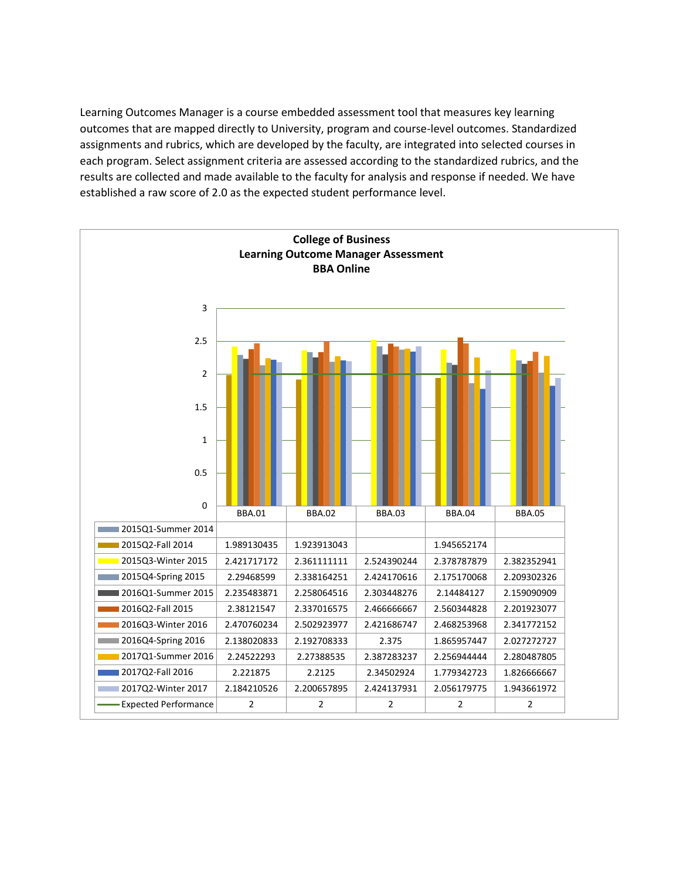Learning Outcomes Manager is a course embedded assessment tool that measures key learning outcomes that are mapped directly to University, program and course-level outcomes. Standardized assignments and rubrics, which are developed by the faculty, are integrated into selected courses in each program. Select assignment criteria are assessed according to the standardized rubrics, and the results are collected and made available to the faculty for analysis and response if needed. We have established a raw score of 2.0 as the expected student performance level.

**College of Business**
**Learning Outcome Manager Assessment**
**BBA Online**

| | BBA.01 | BBA.02 | BBA.03 | BBA.04 | BBA.05 |
|---|---|---|---|---|---|
| 2015Q1-Summer 2014 | | | | | |
| 2015Q2-Fall 2014 | 1.989130435 | 1.923913043 | | 1.945652174 | |
| 2015Q3-Winter 2015 | 2.421717172 | 2.361111111 | 2.524390244 | 2.378787879 | 2.382352941 |
| 2015Q4-Spring 2015 | 2.29468599 | 2.338164251 | 2.424170616 | 2.175170068 | 2.209302326 |
| 2016Q1-Summer 2015 | 2.235483871 | 2.258064516 | 2.303448276 | 2.14484127 | 2.159090909 |
| 2016Q2-Fall 2015 | 2.38121547 | 2.337016575 | 2.466666667 | 2.560344828 | 2.201923077 |
| 2016Q3-Winter 2016 | 2.470760234 | 2.502923977 | 2.421686747 | 2.468253968 | 2.341772152 |
| 2016Q4-Spring 2016 | 2.138020833 | 2.192708333 | 2.375 | 1.865957447 | 2.027272727 |
| 2017Q1-Summer 2016 | 2.24522293 | 2.27388535 | 2.387283237 | 2.256944444 | 2.280487805 |
| 2017Q2-Fall 2016 | 2.221875 | 2.2125 | 2.34502924 | 1.779342723 | 1.826666667 |
| 2017Q2-Winter 2017 | 2.184210526 | 2.200657895 | 2.424137931 | 2.056179775 | 1.943661972 |
| Expected Performance | 2 | 2 | 2 | 2 | 2 |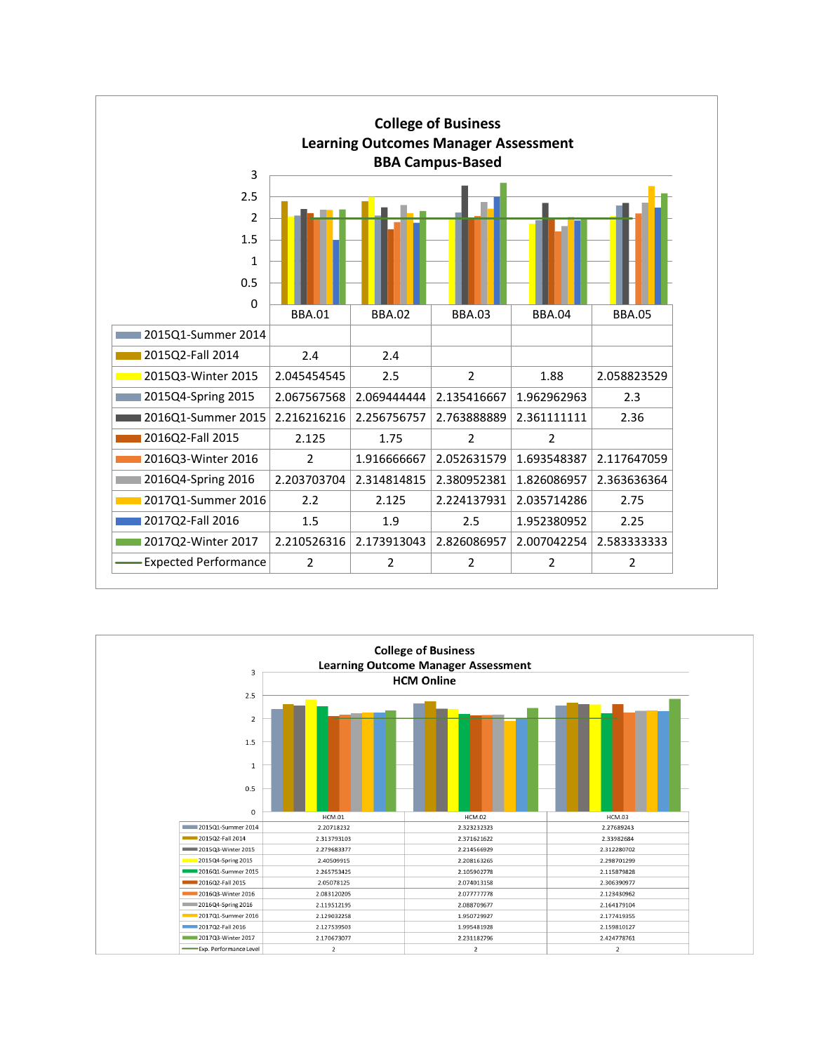## College of Business
## Learning Outcomes Manager Assessment
## BBA Campus-Based

| | BBA.01 | BBA.02 | BBA.03 | BBA.04 | BBA.05 |
|---|---|---|---|---|---|
| 2015Q1-Summer 2014 | | | | | |
| 2015Q2-Fall 2014 | 2.4 | 2.4 | | | |
| 2015Q3-Winter 2015 | 2.045454545 | 2.5 | 2 | 1.88 | 2.058823529 |
| 2015Q4-Spring 2015 | 2.067567568 | 2.069444444 | 2.135416667 | 1.962962963 | 2.3 |
| 2016Q1-Summer 2015 | 2.216216216 | 2.256756757 | 2.763888889 | 2.361111111 | 2.36 |
| 2016Q2-Fall 2015 | 2.125 | 1.75 | 2 | 2 | |
| 2016Q3-Winter 2016 | 2 | 1.916666667 | 2.052631579 | 1.693548387 | 2.117647059 |
| 2016Q4-Spring 2016 | 2.203703704 | 2.314814815 | 2.380952381 | 1.826086957 | 2.363636364 |
| 2017Q1-Summer 2016 | 2.2 | 2.125 | 2.224137931 | 2.035714286 | 2.75 |
| 2017Q2-Fall 2016 | 1.5 | 1.9 | 2.5 | 1.952380952 | 2.25 |
| 2017Q2-Winter 2017 | 2.210526316 | 2.173913043 | 2.826086957 | 2.007042254 | 2.583333333 |
| Expected Performance | 2 | 2 | 2 | 2 | 2 |

## College of Business
## Learning Outcome Manager Assessment
## HCM Online

| | HCM.01 | HCM.02 | HCM.03 |
|---|---|---|---|
| 2015Q1-Summer 2014 | 2.20718232 | 2.323232323 | 2.27689243 |
| 2015Q2-Fall 2014 | 2.313793103 | 2.371621622 | 2.33982684 |
| 2015Q3-Winter 2015 | 2.279683377 | 2.214566929 | 2.312280702 |
| 2015Q4-Spring 2015 | 2.40509915 | 2.208163265 | 2.298701299 |
| 2016Q1-Summer 2015 | 2.265753425 | 2.105902778 | 2.115879828 |
| 2016Q2-Fall 2015 | 2.05078125 | 2.074013158 | 2.306390977 |
| 2016Q3-Winter 2016 | 2.083120205 | 2.077777778 | 2.123430962 |
| 2016Q4-Spring 2016 | 2.119512195 | 2.088709677 | 2.164179104 |
| 2017Q1-Summer 2016 | 2.129032258 | 1.950729927 | 2.177419355 |
| 2017Q2-Fall 2016 | 2.127539503 | 1.995481928 | 2.159810127 |
| 2017Q3-Winter 2017 | 2.170673077 | 2.231182796 | 2.424778761 |
| Exp. Performance Level | 2 | 2 | 2 |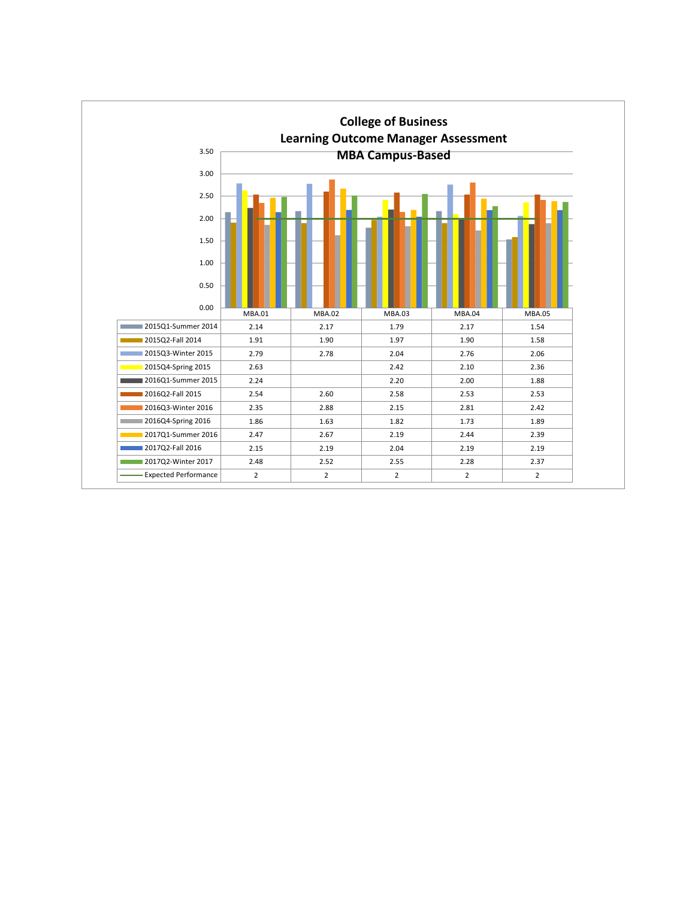# College of Business
## Learning Outcome Manager Assessment
### MBA Campus-Based

| | MBA.01 | MBA.02 | MBA.03 | MBA.04 | MBA.05 |
|---|---|---|---|---|---|
| 2015Q1-Summer 2014 | 2.14 | 2.17 | 1.79 | 2.17 | 1.54 |
| 2015Q2-Fall 2014 | 1.91 | 1.90 | 1.97 | 1.90 | 1.58 |
| 2015Q3-Winter 2015 | 2.79 | 2.78 | 2.04 | 2.76 | 2.06 |
| 2015Q4-Spring 2015 | 2.63 | | 2.42 | 2.10 | 2.36 |
| 2016Q1-Summer 2015 | 2.24 | | 2.20 | 2.00 | 1.88 |
| 2016Q2-Fall 2015 | 2.54 | 2.60 | 2.58 | 2.53 | 2.53 |
| 2016Q3-Winter 2016 | 2.35 | 2.88 | 2.15 | 2.81 | 2.42 |
| 2016Q4-Spring 2016 | 1.86 | 1.63 | 1.82 | 1.73 | 1.89 |
| 2017Q1-Summer 2016 | 2.47 | 2.67 | 2.19 | 2.44 | 2.39 |
| 2017Q2-Fall 2016 | 2.15 | 2.19 | 2.04 | 2.19 | 2.19 |
| 2017Q2-Winter 2017 | 2.48 | 2.52 | 2.55 | 2.28 | 2.37 |
| Expected Performance | 2 | 2 | 2 | 2 | 2 |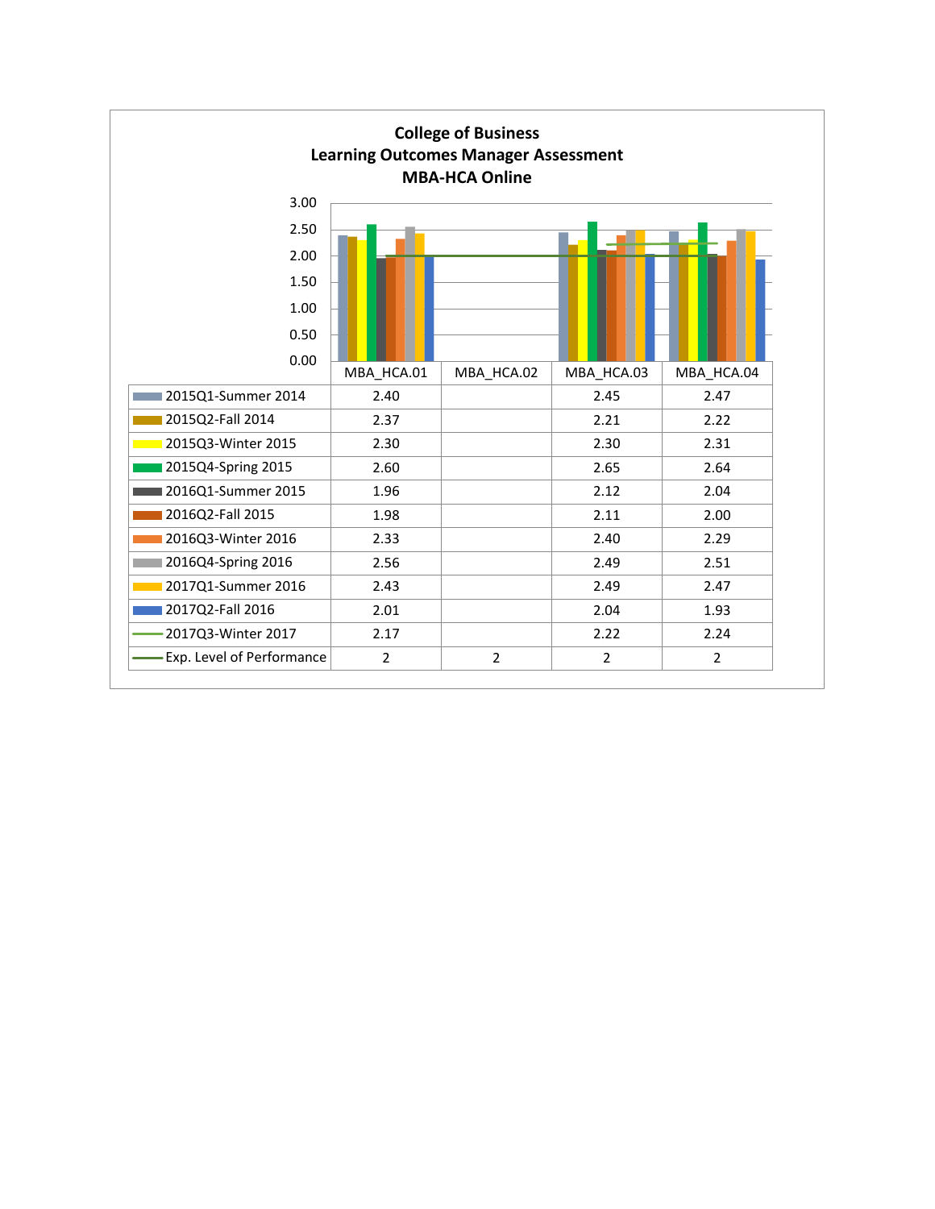**College of Business**
**Learning Outcomes Manager Assessment**
**MBA-HCA Online**

| | MBA_HCA.01 | MBA_HCA.02 | MBA_HCA.03 | MBA_HCA.04 |
|---|---|---|---|---|
| 2015Q1-Summer 2014 | 2.40 | | 2.45 | 2.47 |
| 2015Q2-Fall 2014 | 2.37 | | 2.21 | 2.22 |
| 2015Q3-Winter 2015 | 2.30 | | 2.30 | 2.31 |
| 2015Q4-Spring 2015 | 2.60 | | 2.65 | 2.64 |
| 2016Q1-Summer 2015 | 1.96 | | 2.12 | 2.04 |
| 2016Q2-Fall 2015 | 1.98 | | 2.11 | 2.00 |
| 2016Q3-Winter 2016 | 2.33 | | 2.40 | 2.29 |
| 2016Q4-Spring 2016 | 2.56 | | 2.49 | 2.51 |
| 2017Q1-Summer 2016 | 2.43 | | 2.49 | 2.47 |
| 2017Q2-Fall 2016 | 2.01 | | 2.04 | 1.93 |
| 2017Q3-Winter 2017 | 2.17 | | 2.22 | 2.24 |
| Exp. Level of Performance | 2 | 2 | 2 | 2 |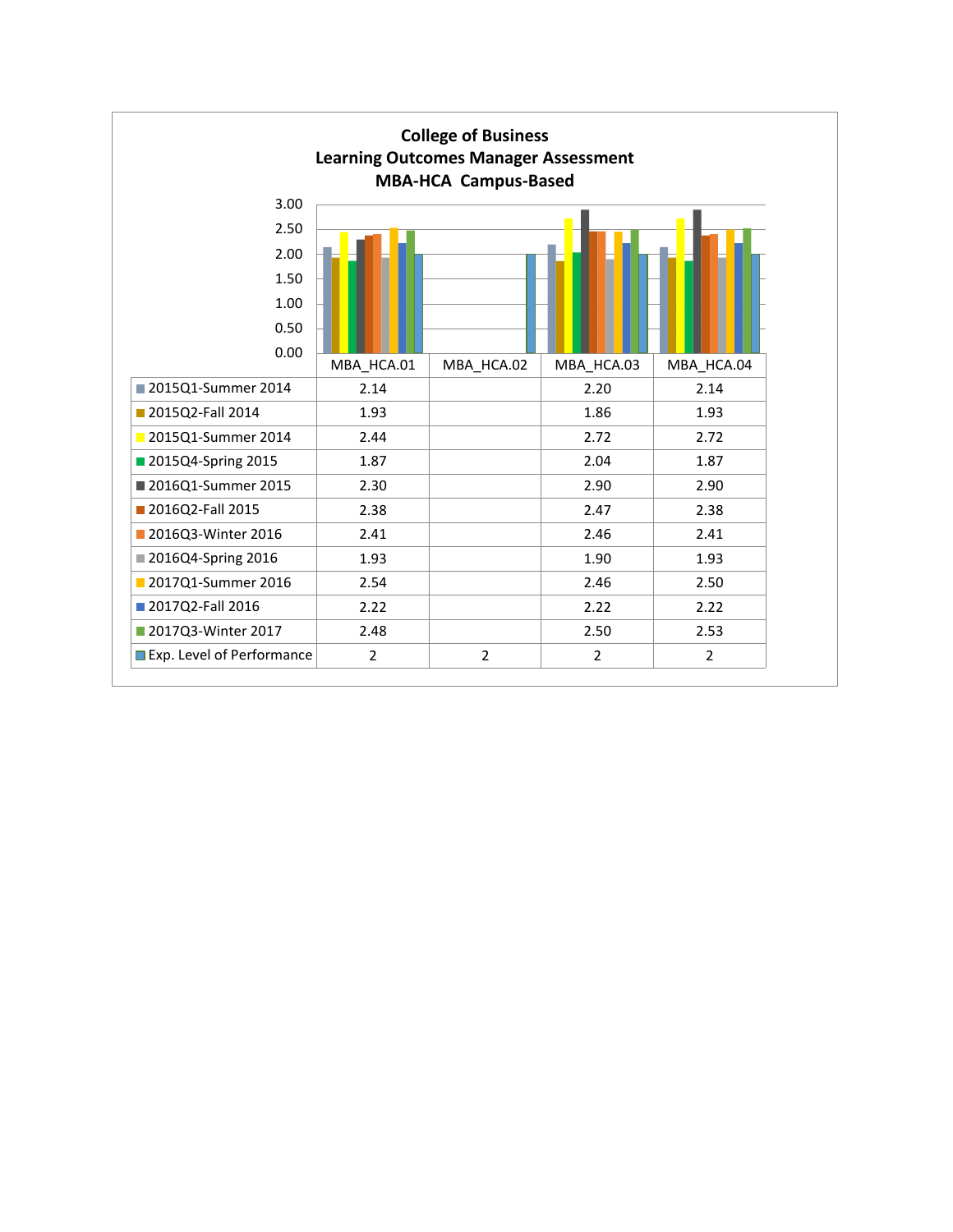**College of Business**
**Learning Outcomes Manager Assessment**
**MBA-HCA Campus-Based**

| | MBA_HCA.01 | MBA_HCA.02 | MBA_HCA.03 | MBA_HCA.04 |
|---|---|---|---|---|
| 2015Q1-Summer 2014 | 2.14 | | 2.20 | 2.14 |
| 2015Q2-Fall 2014 | 1.93 | | 1.86 | 1.93 |
| 2015Q1-Summer 2014 | 2.44 | | 2.72 | 2.72 |
| 2015Q4-Spring 2015 | 1.87 | | 2.04 | 1.87 |
| 2016Q1-Summer 2015 | 2.30 | | 2.90 | 2.90 |
| 2016Q2-Fall 2015 | 2.38 | | 2.47 | 2.38 |
| 2016Q3-Winter 2016 | 2.41 | | 2.46 | 2.41 |
| 2016Q4-Spring 2016 | 1.93 | | 1.90 | 1.93 |
| 2017Q1-Summer 2016 | 2.54 | | 2.46 | 2.50 |
| 2017Q2-Fall 2016 | 2.22 | | 2.22 | 2.22 |
| 2017Q3-Winter 2017 | 2.48 | | 2.50 | 2.53 |
| Exp. Level of Performance | 2 | 2 | 2 | 2 |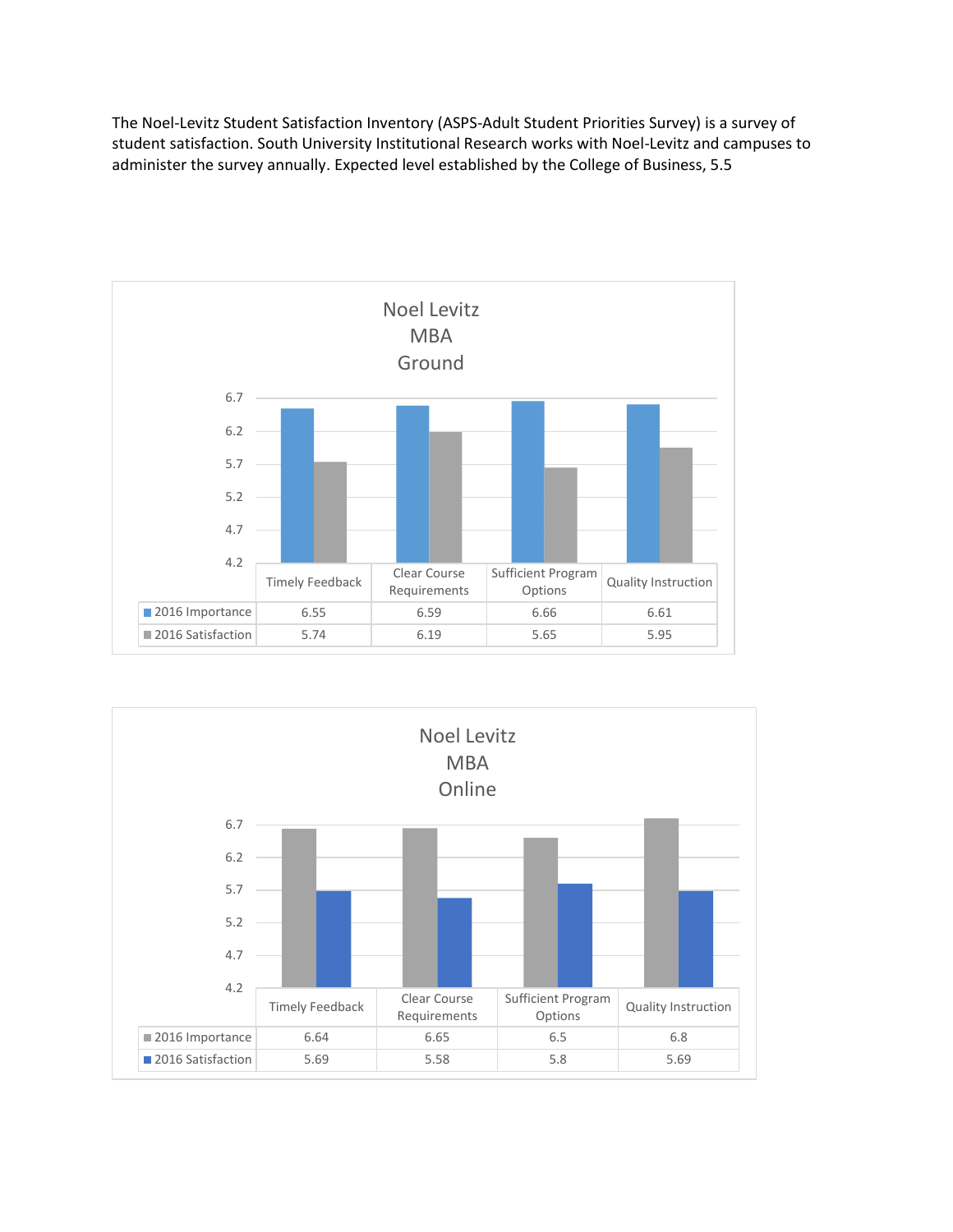The Noel-Levitz Student Satisfaction Inventory (ASPS-Adult Student Priorities Survey) is a survey of student satisfaction. South University Institutional Research works with Noel-Levitz and campuses to administer the survey annually. Expected level established by the College of Business, 5.5

**Noel Levitz MBA Ground**

| | Timely Feedback | Clear Course Requirements | Sufficient Program Options | Quality Instruction |
|---|---|---|---|---|
| 2016 Importance | 6.55 | 6.59 | 6.66 | 6.61 |
| 2016 Satisfaction | 5.74 | 6.19 | 5.65 | 5.95 |

**Noel Levitz MBA Online**

| | Timely Feedback | Clear Course Requirements | Sufficient Program Options | Quality Instruction |
|---|---|---|---|---|
| 2016 Importance | 6.64 | 6.65 | 6.5 | 6.8 |
| 2016 Satisfaction | 5.69 | 5.58 | 5.8 | 5.69 |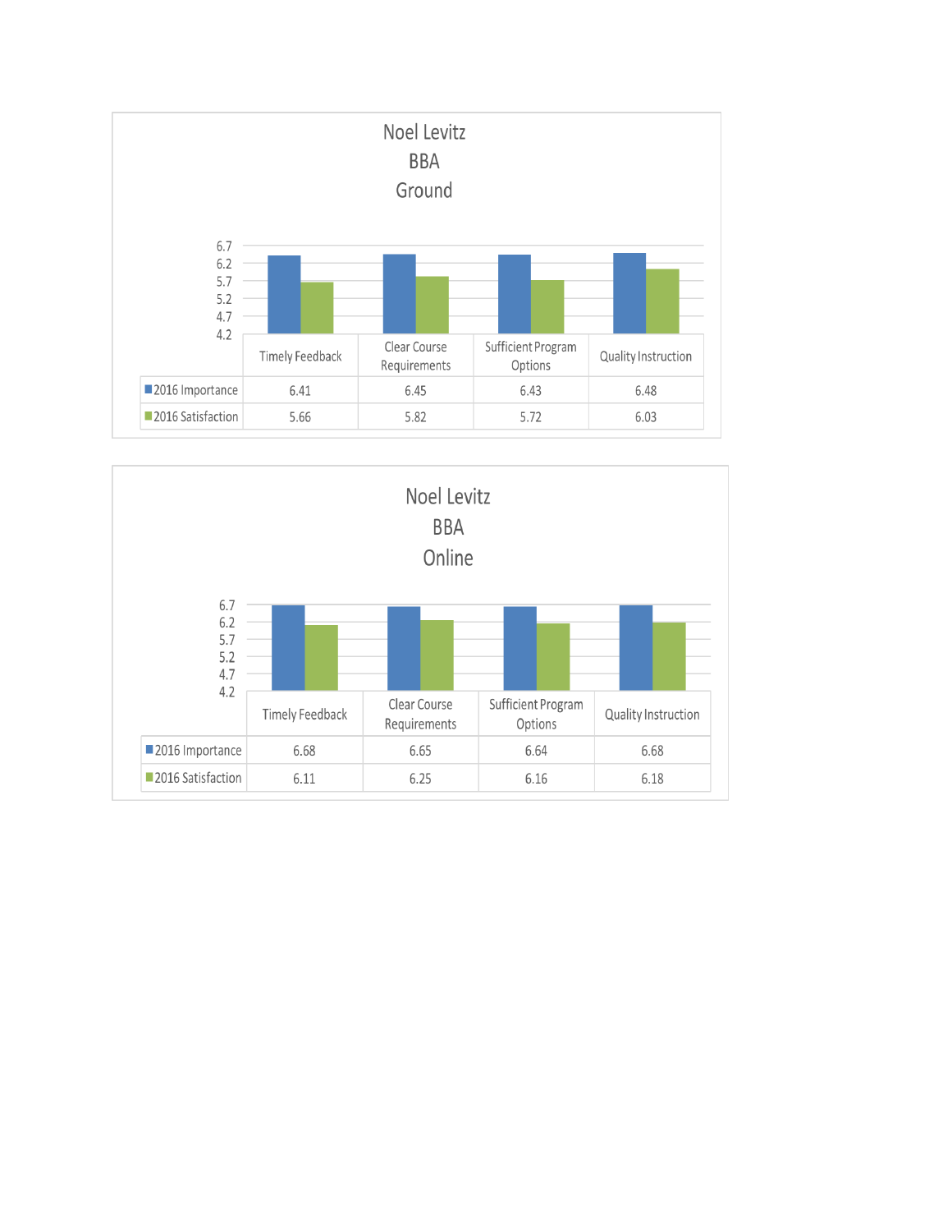## Noel Levitz BBA Ground

| | Timely Feedback | Clear Course Requirements | Sufficient Program Options | Quality Instruction |
|---|---|---|---|---|
| 2016 Importance | 6.41 | 6.45 | 6.43 | 6.48 |
| 2016 Satisfaction | 5.66 | 5.82 | 5.72 | 6.03 |

## Noel Levitz BBA Online

| | Timely Feedback | Clear Course Requirements | Sufficient Program Options | Quality Instruction |
|---|---|---|---|---|
| 2016 Importance | 6.68 | 6.65 | 6.64 | 6.68 |
| 2016 Satisfaction | 6.11 | 6.25 | 6.16 | 6.18 |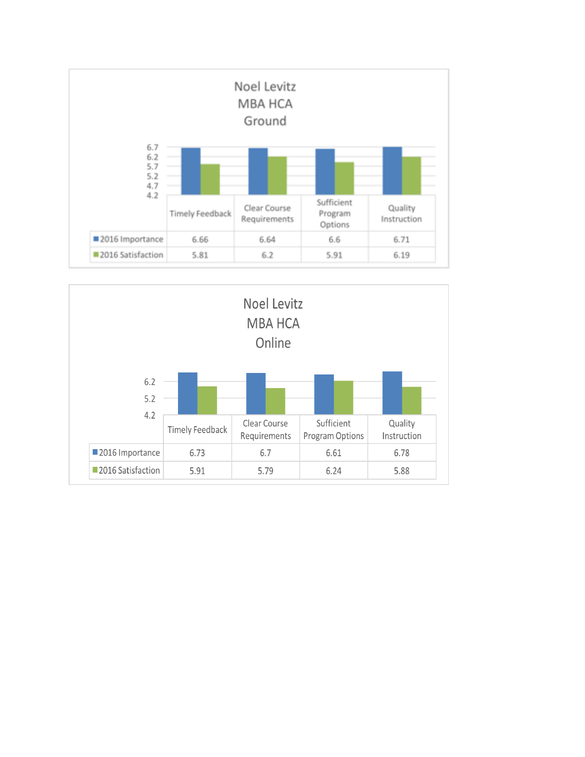## Noel Levitz MBA HCA Ground

| | Timely Feedback | Clear Course Requirements | Sufficient Program Options | Quality Instruction |
|---|---|---|---|---|
| 2016 Importance | 6.66 | 6.64 | 6.6 | 6.71 |
| 2016 Satisfaction | 5.81 | 6.2 | 5.91 | 6.19 |

## Noel Levitz MBA HCA Online

| | Timely Feedback | Clear Course Requirements | Sufficient Program Options | Quality Instruction |
|---|---|---|---|---|
| 2016 Importance | 6.73 | 6.7 | 6.61 | 6.78 |
| 2016 Satisfaction | 5.91 | 5.79 | 6.24 | 5.88 |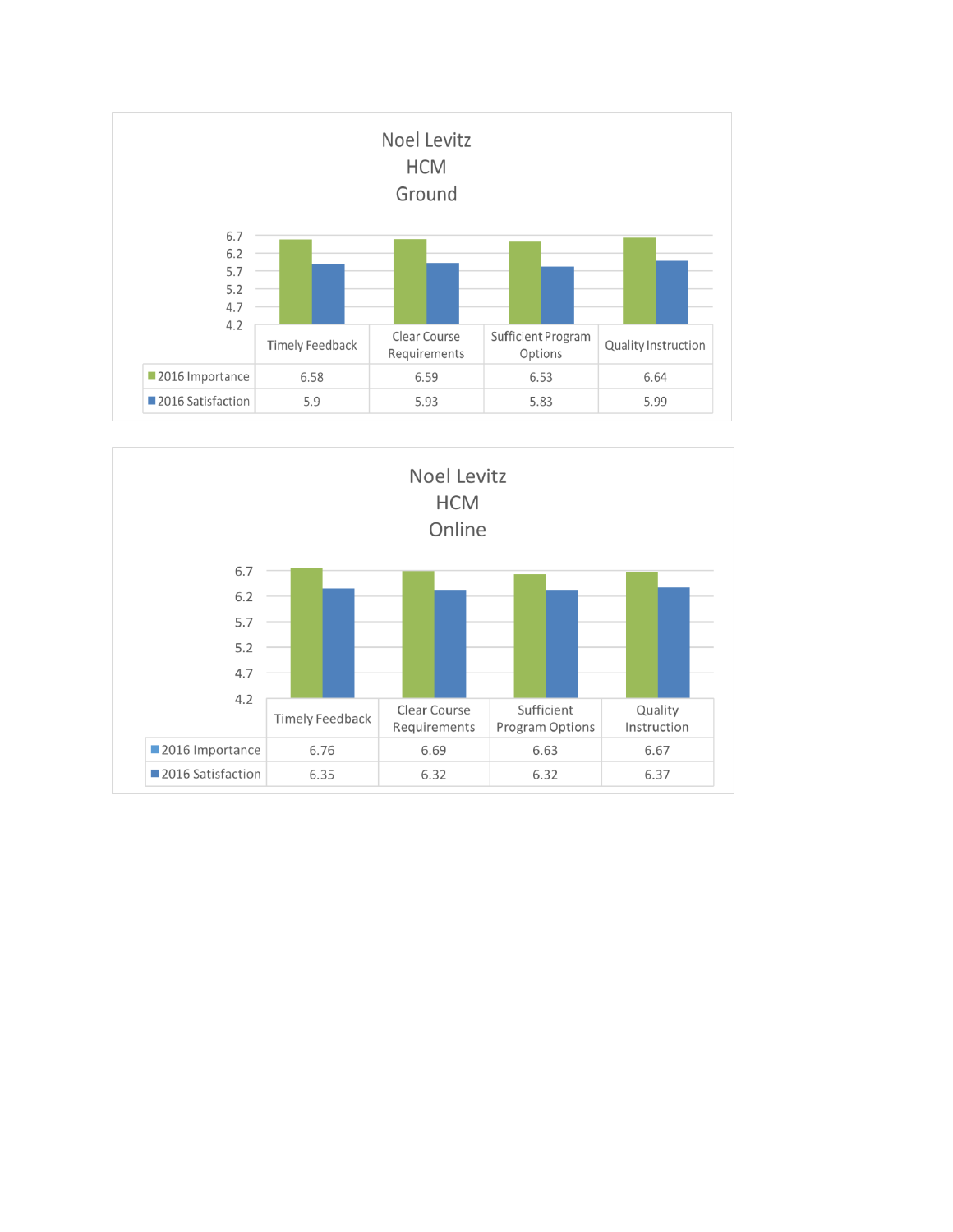Noel Levitz
HCM
Ground

6.7
6.2
5.7
5.2
4.7
4.2

Timely Feedback
Clear Course Requirements
Sufficient Program Options
Quality Instruction

2016 Importance 6.58 6.59 6.53 6.64
2016 Satisfaction 5.9 5.93 5.83 5.99

Noel Levitz
HCM
Online

6.7
6.2
5.7
5.2
4.7
4.2

Timely Feedback
Clear Course Requirements
Sufficient Program Options
Quality Instruction

2016 Importance 6.76 6.69 6.63 6.67
2016 Satisfaction 6.35 6.32 6.32 6.37